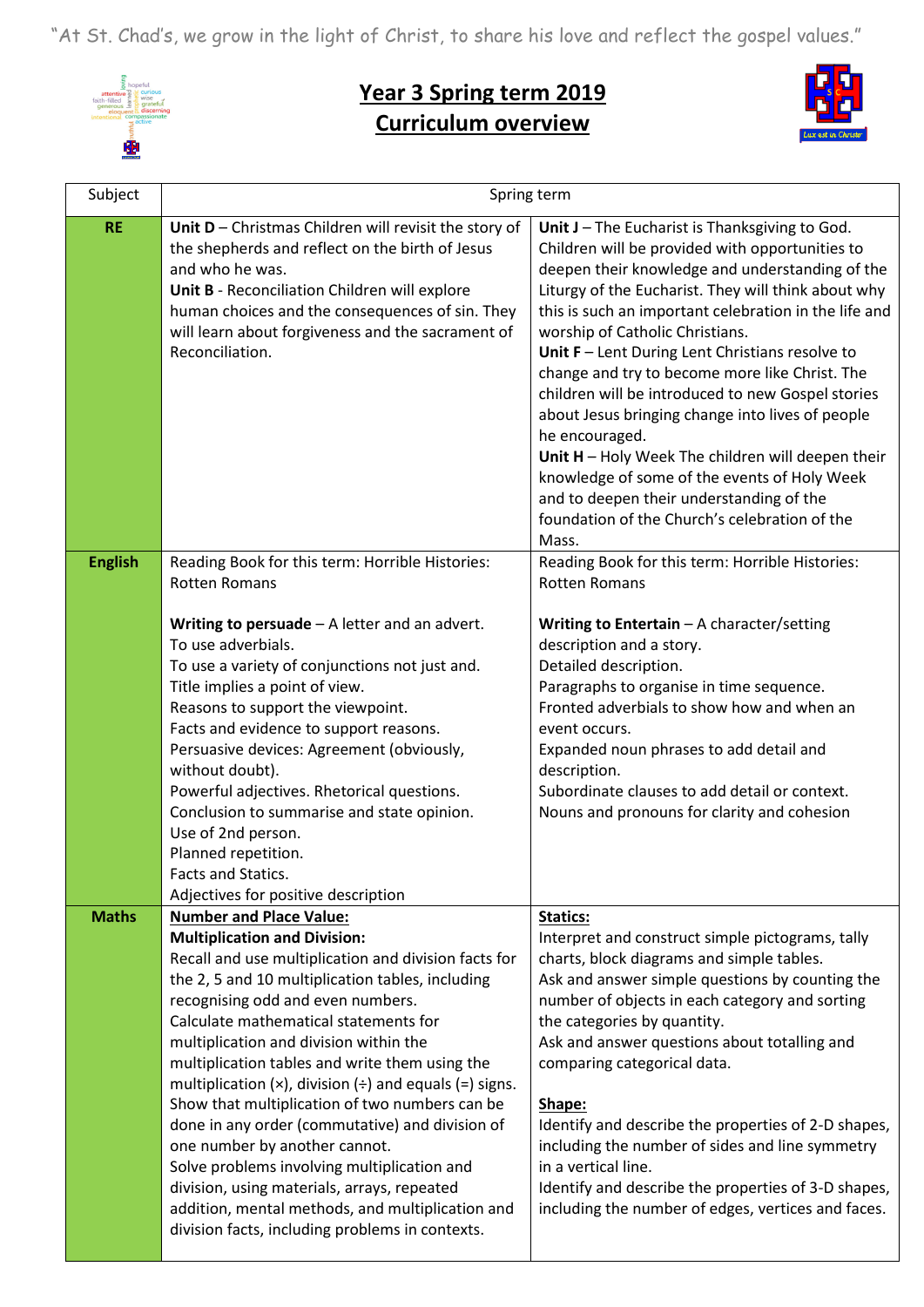"At St. Chad's, we grow in the light of Christ, to share his love and reflect the gospel values."

# Year 3 Spring term 2019
# Curriculum overview

| Subject | Spring term | |
|---|---|---|
| **RE** | **Unit D** – Christmas Children will revisit the story of the shepherds and reflect on the birth of Jesus and who he was.<br>**Unit B** - Reconciliation Children will explore human choices and the consequences of sin. They will learn about forgiveness and the sacrament of Reconciliation. | **Unit J** – The Eucharist is Thanksgiving to God. Children will be provided with opportunities to deepen their knowledge and understanding of the Liturgy of the Eucharist. They will think about why this is such an important celebration in the life and worship of Catholic Christians.<br>**Unit F** – Lent During Lent Christians resolve to change and try to become more like Christ. The children will be introduced to new Gospel stories about Jesus bringing change into lives of people he encouraged.<br>**Unit H** – Holy Week The children will deepen their knowledge of some of the events of Holy Week and to deepen their understanding of the foundation of the Church's celebration of the Mass. |
| **English** | Reading Book for this term: Horrible Histories: Rotten Romans<br><br>**Writing to persuade** – A letter and an advert.<br>To use adverbials.<br>To use a variety of conjunctions not just and.<br>Title implies a point of view.<br>Reasons to support the viewpoint.<br>Facts and evidence to support reasons.<br>Persuasive devices: Agreement (obviously, without doubt).<br>Powerful adjectives. Rhetorical questions.<br>Conclusion to summarise and state opinion.<br>Use of 2nd person.<br>Planned repetition.<br>Facts and Statics.<br>Adjectives for positive description | Reading Book for this term: Horrible Histories: Rotten Romans<br><br>**Writing to Entertain** – A character/setting description and a story.<br>Detailed description.<br>Paragraphs to organise in time sequence.<br>Fronted adverbials to show how and when an event occurs.<br>Expanded noun phrases to add detail and description.<br>Subordinate clauses to add detail or context.<br>Nouns and pronouns for clarity and cohesion |
| **Maths** | <u>**Number and Place Value:**</u><br>**Multiplication and Division:**<br>Recall and use multiplication and division facts for the 2, 5 and 10 multiplication tables, including recognising odd and even numbers.<br>Calculate mathematical statements for multiplication and division within the multiplication tables and write them using the multiplication (×), division (÷) and equals (=) signs.<br>Show that multiplication of two numbers can be done in any order (commutative) and division of one number by another cannot.<br>Solve problems involving multiplication and division, using materials, arrays, repeated addition, mental methods, and multiplication and division facts, including problems in contexts. | <u>**Statics:**</u><br>Interpret and construct simple pictograms, tally charts, block diagrams and simple tables.<br>Ask and answer simple questions by counting the number of objects in each category and sorting the categories by quantity.<br>Ask and answer questions about totalling and comparing categorical data.<br><br><u>**Shape:**</u><br>Identify and describe the properties of 2-D shapes, including the number of sides and line symmetry in a vertical line.<br>Identify and describe the properties of 3-D shapes, including the number of edges, vertices and faces. |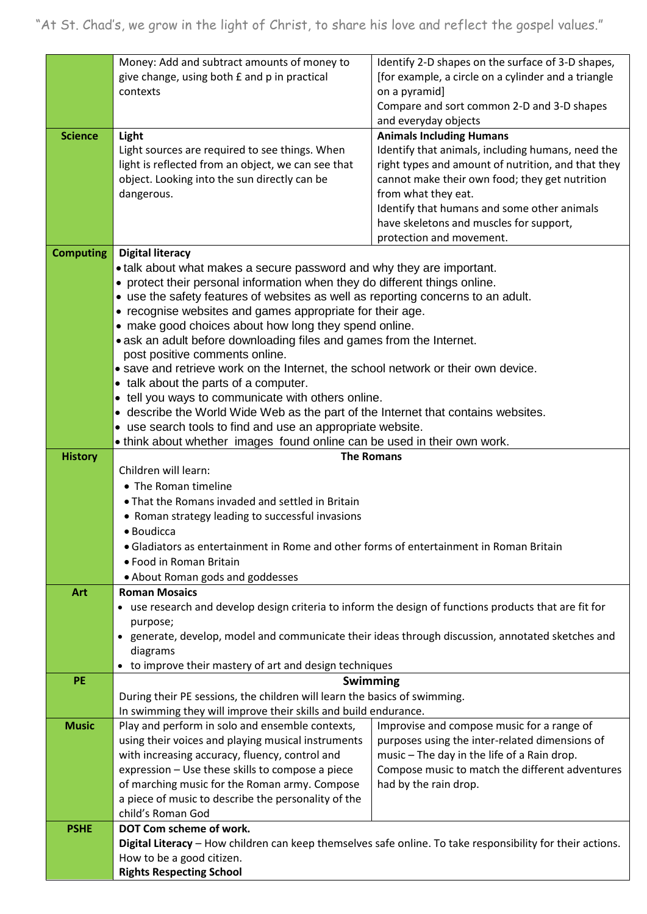"At St. Chad's, we grow in the light of Christ, to share his love and reflect the gospel values."

| | | |
|---|---|---|
| | Money: Add and subtract amounts of money to give change, using both £ and p in practical contexts | Identify 2-D shapes on the surface of 3-D shapes, [for example, a circle on a cylinder and a triangle on a pyramid]<br>Compare and sort common 2-D and 3-D shapes and everyday objects |
| **Science** | **Light**<br>Light sources are required to see things. When light is reflected from an object, we can see that object. Looking into the sun directly can be dangerous. | **Animals Including Humans**<br>Identify that animals, including humans, need the right types and amount of nutrition, and that they cannot make their own food; they get nutrition from what they eat.<br>Identify that humans and some other animals have skeletons and muscles for support, protection and movement. |
| **Computing** | **Digital literacy**<br>• talk about what makes a secure password and why they are important.<br>• protect their personal information when they do different things online.<br>• use the safety features of websites as well as reporting concerns to an adult.<br>• recognise websites and games appropriate for their age.<br>• make good choices about how long they spend online.<br>• ask an adult before downloading files and games from the Internet.<br>post positive comments online.<br>• save and retrieve work on the Internet, the school network or their own device.<br>• talk about the parts of a computer.<br>• tell you ways to communicate with others online.<br>• describe the World Wide Web as the part of the Internet that contains websites.<br>• use search tools to find and use an appropriate website.<br>• think about whether images found online can be used in their own work. | |
| **History** | **The Romans**<br>Children will learn:<br>• The Roman timeline<br>• That the Romans invaded and settled in Britain<br>• Roman strategy leading to successful invasions<br>• Boudicca<br>• Gladiators as entertainment in Rome and other forms of entertainment in Roman Britain<br>• Food in Roman Britain<br>• About Roman gods and goddesses | |
| **Art** | **Roman Mosaics**<br>• use research and develop design criteria to inform the design of functions products that are fit for purpose;<br>• generate, develop, model and communicate their ideas through discussion, annotated sketches and diagrams<br>• to improve their mastery of art and design techniques | |
| **PE** | **Swimming**<br>During their PE sessions, the children will learn the basics of swimming.<br>In swimming they will improve their skills and build endurance. | |
| **Music** | Play and perform in solo and ensemble contexts, using their voices and playing musical instruments with increasing accuracy, fluency, control and expression – Use these skills to compose a piece of marching music for the Roman army. Compose a piece of music to describe the personality of the child's Roman God | Improvise and compose music for a range of purposes using the inter-related dimensions of music – The day in the life of a Rain drop. Compose music to match the different adventures had by the rain drop. |
| **PSHE** | **DOT Com scheme of work.**<br>**Digital Literacy** – How children can keep themselves safe online. To take responsibility for their actions. How to be a good citizen.<br>**Rights Respecting School** | |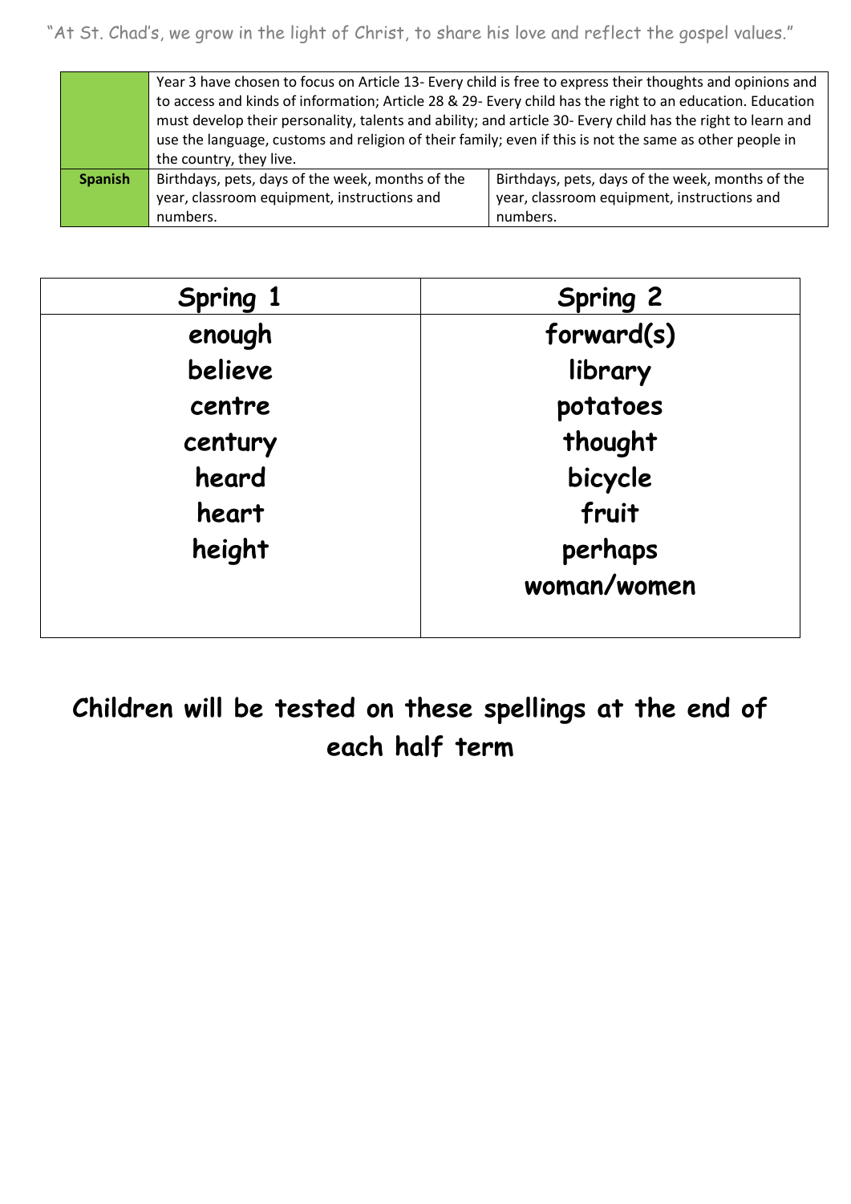"At St. Chad's, we grow in the light of Christ, to share his love and reflect the gospel values."

| | | |
|---|---|---|
| | Year 3 have chosen to focus on Article 13- Every child is free to express their thoughts and opinions and to access and kinds of information; Article 28 & 29- Every child has the right to an education. Education must develop their personality, talents and ability; and article 30- Every child has the right to learn and use the language, customs and religion of their family; even if this is not the same as other people in the country, they live. | |
| **Spanish** | Birthdays, pets, days of the week, months of the year, classroom equipment, instructions and numbers. | Birthdays, pets, days of the week, months of the year, classroom equipment, instructions and numbers. |

| Spring 1 | Spring 2 |
|---|---|
| enough | forward(s) |
| believe | library |
| centre | potatoes |
| century | thought |
| heard | bicycle |
| heart | fruit |
| height | perhaps |
| | woman/women |

**Children will be tested on these spellings at the end of each half term**